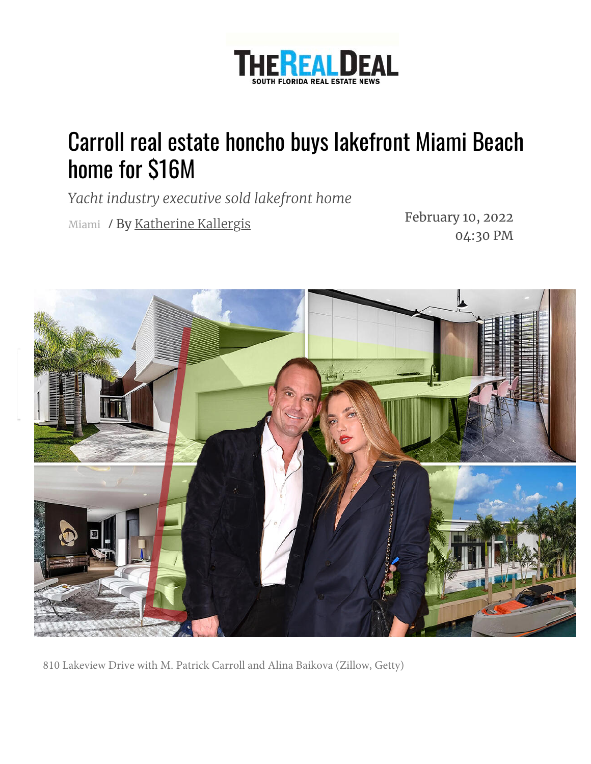THE REAL DEAL
SOUTH FLORIDA REAL ESTATE NEWS

# Carroll real estate honcho buys lakefront Miami Beach home for $16M

*Yacht industry executive sold lakefront home*

Miami / By Katherine Kallergis

February 10, 2022
04:30 PM

810 Lakeview Drive with M. Patrick Carroll and Alina Baikova (Zillow, Getty)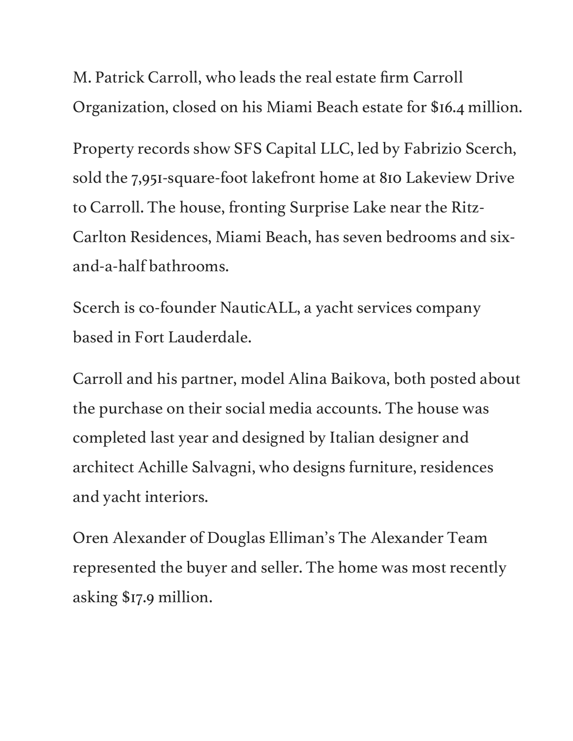M. Patrick Carroll, who leads the real estate firm Carroll Organization, closed on his Miami Beach estate for $16.4 million.

Property records show SFS Capital LLC, led by Fabrizio Scerch, sold the 7,951-square-foot lakefront home at 810 Lakeview Drive to Carroll. The house, fronting Surprise Lake near the Ritz-Carlton Residences, Miami Beach, has seven bedrooms and six-and-a-half bathrooms.

Scerch is co-founder NauticALL, a yacht services company based in Fort Lauderdale.

Carroll and his partner, model Alina Baikova, both posted about the purchase on their social media accounts. The house was completed last year and designed by Italian designer and architect Achille Salvagni, who designs furniture, residences and yacht interiors.

Oren Alexander of Douglas Elliman's The Alexander Team represented the buyer and seller. The home was most recently asking $17.9 million.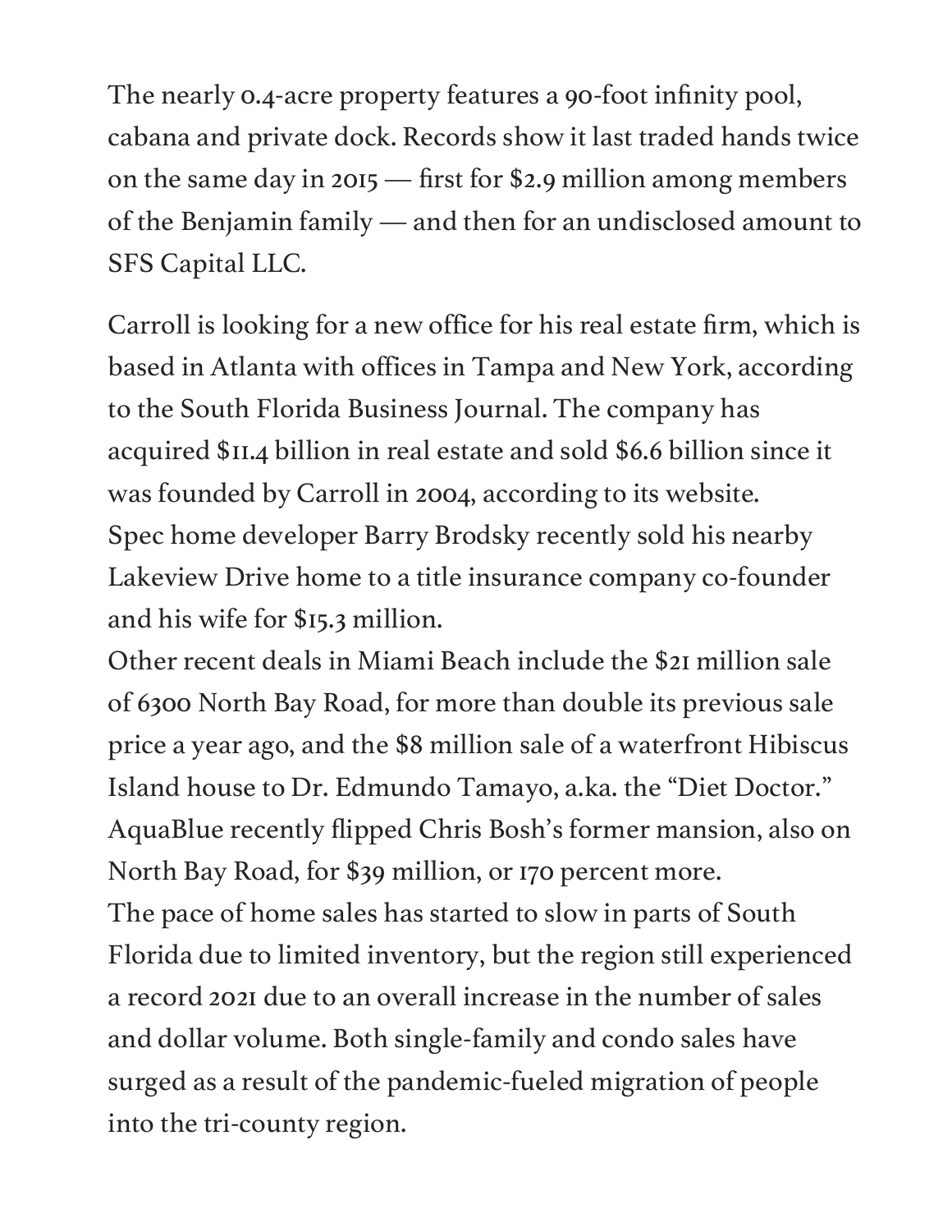The nearly 0.4-acre property features a 90-foot infinity pool, cabana and private dock. Records show it last traded hands twice on the same day in 2015 — first for $2.9 million among members of the Benjamin family — and then for an undisclosed amount to SFS Capital LLC.

Carroll is looking for a new office for his real estate firm, which is based in Atlanta with offices in Tampa and New York, according to the South Florida Business Journal. The company has acquired $11.4 billion in real estate and sold $6.6 billion since it was founded by Carroll in 2004, according to its website.

Spec home developer Barry Brodsky recently sold his nearby Lakeview Drive home to a title insurance company co-founder and his wife for $15.3 million.

Other recent deals in Miami Beach include the $21 million sale of 6300 North Bay Road, for more than double its previous sale price a year ago, and the $8 million sale of a waterfront Hibiscus Island house to Dr. Edmundo Tamayo, a.ka. the "Diet Doctor." AquaBlue recently flipped Chris Bosh's former mansion, also on North Bay Road, for $39 million, or 170 percent more.

The pace of home sales has started to slow in parts of South Florida due to limited inventory, but the region still experienced a record 2021 due to an overall increase in the number of sales and dollar volume. Both single-family and condo sales have surged as a result of the pandemic-fueled migration of people into the tri-county region.